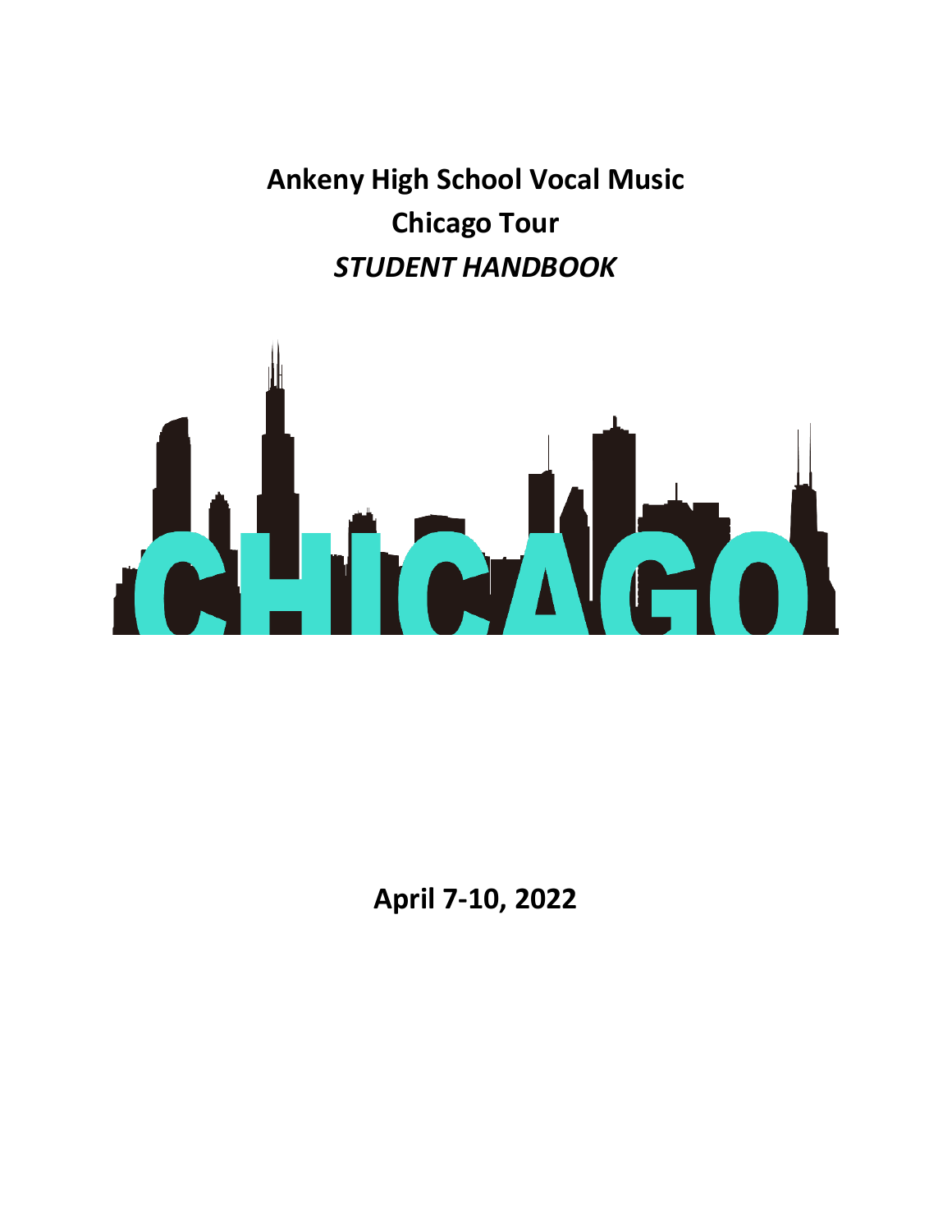# Ankeny High School Vocal Music
# Chicago Tour
# *STUDENT HANDBOOK*

CHICAGO

**April 7-10, 2022**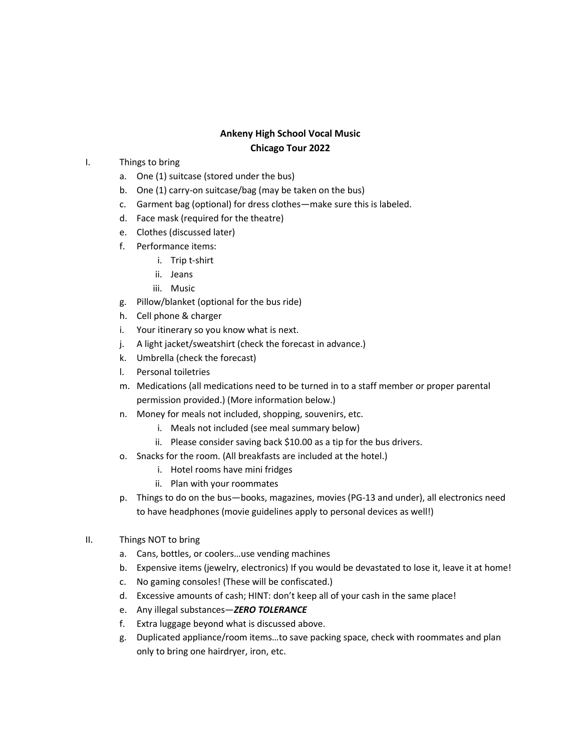**Ankeny High School Vocal Music**
**Chicago Tour 2022**

I. Things to bring
   a. One (1) suitcase (stored under the bus)
   b. One (1) carry-on suitcase/bag (may be taken on the bus)
   c. Garment bag (optional) for dress clothes—make sure this is labeled.
   d. Face mask (required for the theatre)
   e. Clothes (discussed later)
   f. Performance items:
      i. Trip t-shirt
      ii. Jeans
      iii. Music
   g. Pillow/blanket (optional for the bus ride)
   h. Cell phone & charger
   i. Your itinerary so you know what is next.
   j. A light jacket/sweatshirt (check the forecast in advance.)
   k. Umbrella (check the forecast)
   l. Personal toiletries
   m. Medications (all medications need to be turned in to a staff member or proper parental permission provided.) (More information below.)
   n. Money for meals not included, shopping, souvenirs, etc.
      i. Meals not included (see meal summary below)
      ii. Please consider saving back $10.00 as a tip for the bus drivers.
   o. Snacks for the room. (All breakfasts are included at the hotel.)
      i. Hotel rooms have mini fridges
      ii. Plan with your roommates
   p. Things to do on the bus—books, magazines, movies (PG-13 and under), all electronics need to have headphones (movie guidelines apply to personal devices as well!)

II. Things NOT to bring
   a. Cans, bottles, or coolers…use vending machines
   b. Expensive items (jewelry, electronics) If you would be devastated to lose it, leave it at home!
   c. No gaming consoles! (These will be confiscated.)
   d. Excessive amounts of cash; HINT: don't keep all of your cash in the same place!
   e. Any illegal substances—***ZERO TOLERANCE***
   f. Extra luggage beyond what is discussed above.
   g. Duplicated appliance/room items…to save packing space, check with roommates and plan only to bring one hairdryer, iron, etc.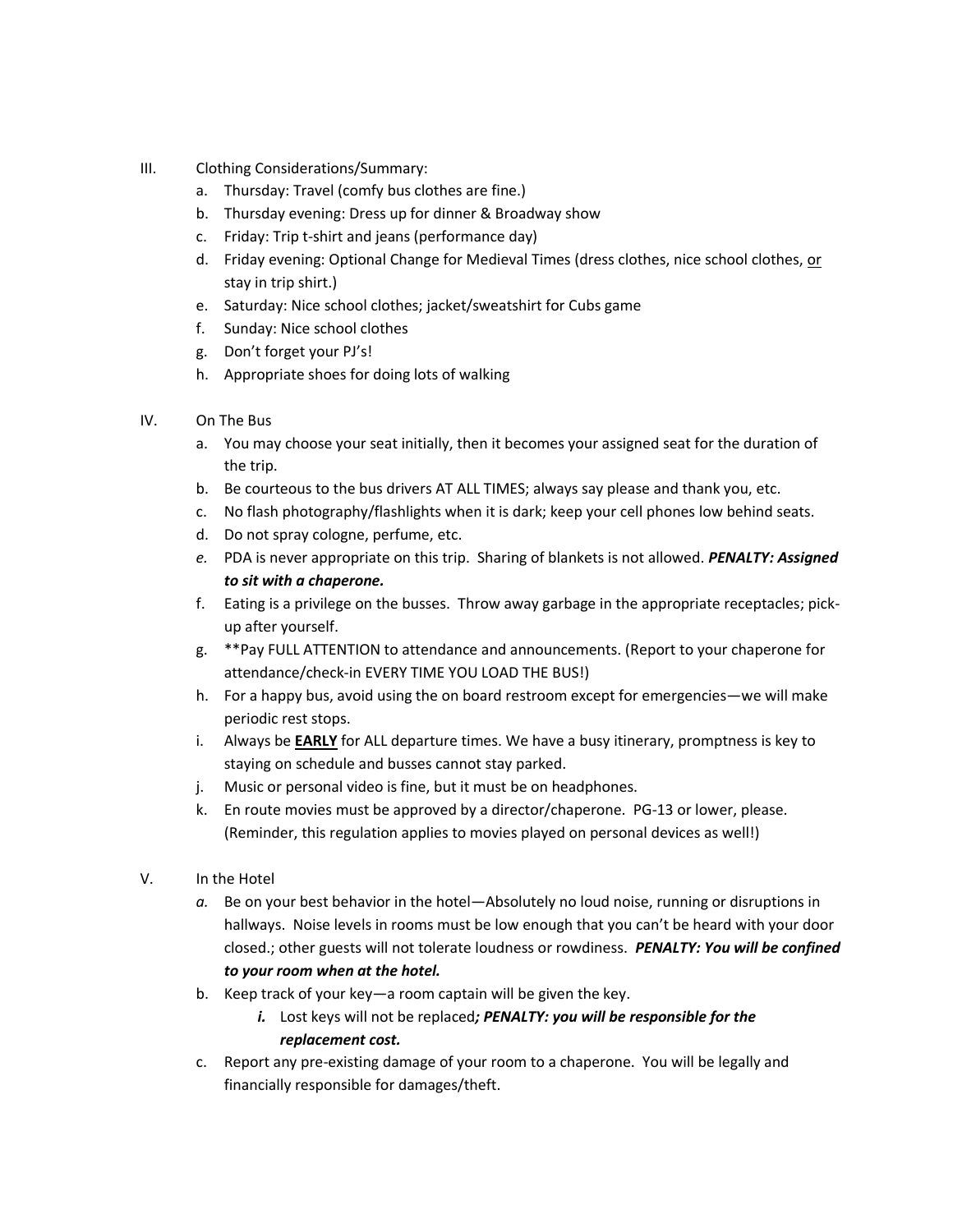III. Clothing Considerations/Summary:

   a. Thursday: Travel (comfy bus clothes are fine.)
   b. Thursday evening: Dress up for dinner & Broadway show
   c. Friday: Trip t-shirt and jeans (performance day)
   d. Friday evening: Optional Change for Medieval Times (dress clothes, nice school clothes, <u>or</u> stay in trip shirt.)
   e. Saturday: Nice school clothes; jacket/sweatshirt for Cubs game
   f. Sunday: Nice school clothes
   g. Don't forget your PJ's!
   h. Appropriate shoes for doing lots of walking

IV. On The Bus

   a. You may choose your seat initially, then it becomes your assigned seat for the duration of the trip.
   b. Be courteous to the bus drivers AT ALL TIMES; always say please and thank you, etc.
   c. No flash photography/flashlights when it is dark; keep your cell phones low behind seats.
   d. Do not spray cologne, perfume, etc.
   e. PDA is never appropriate on this trip. Sharing of blankets is not allowed. ***PENALTY: Assigned to sit with a chaperone.***
   f. Eating is a privilege on the busses. Throw away garbage in the appropriate receptacles; pick-up after yourself.
   g. **Pay FULL ATTENTION to attendance and announcements. (Report to your chaperone for attendance/check-in EVERY TIME YOU LOAD THE BUS!)
   h. For a happy bus, avoid using the on board restroom except for emergencies—we will make periodic rest stops.
   i. Always be **<u>EARLY</u>** for ALL departure times. We have a busy itinerary, promptness is key to staying on schedule and busses cannot stay parked.
   j. Music or personal video is fine, but it must be on headphones.
   k. En route movies must be approved by a director/chaperone. PG-13 or lower, please. (Reminder, this regulation applies to movies played on personal devices as well!)

V. In the Hotel

   a. Be on your best behavior in the hotel—Absolutely no loud noise, running or disruptions in hallways. Noise levels in rooms must be low enough that you can't be heard with your door closed.; other guests will not tolerate loudness or rowdiness. ***PENALTY: You will be confined to your room when at the hotel.***
   b. Keep track of your key—a room captain will be given the key.
      i. Lost keys will not be replaced***; PENALTY: you will be responsible for the replacement cost.***
   c. Report any pre-existing damage of your room to a chaperone. You will be legally and financially responsible for damages/theft.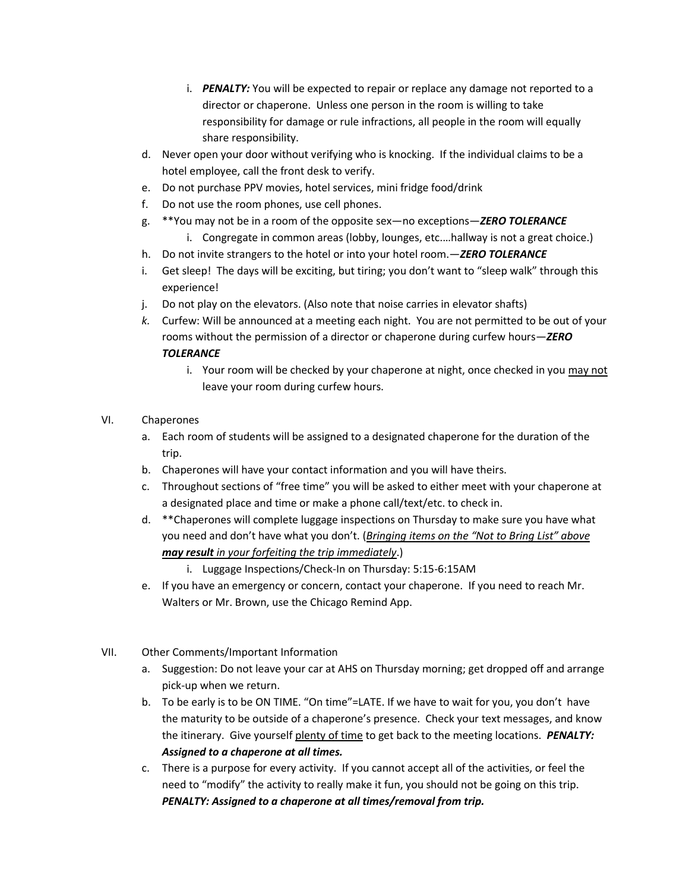i. ***PENALTY:*** You will be expected to repair or replace any damage not reported to a director or chaperone. Unless one person in the room is willing to take responsibility for damage or rule infractions, all people in the room will equally share responsibility.

   d. Never open your door without verifying who is knocking. If the individual claims to be a hotel employee, call the front desk to verify.
   e. Do not purchase PPV movies, hotel services, mini fridge food/drink
   f. Do not use the room phones, use cell phones.
   g. **You may not be in a room of the opposite sex—no exceptions—***ZERO TOLERANCE***
        i. Congregate in common areas (lobby, lounges, etc.…hallway is not a great choice.)
   h. Do not invite strangers to the hotel or into your hotel room.—***ZERO TOLERANCE***
   i. Get sleep! The days will be exciting, but tiring; you don't want to "sleep walk" through this experience!
   j. Do not play on the elevators. (Also note that noise carries in elevator shafts)
   *k.* Curfew: Will be announced at a meeting each night. You are not permitted to be out of your rooms without the permission of a director or chaperone during curfew hours—***ZERO TOLERANCE***
        i. Your room will be checked by your chaperone at night, once checked in you <u>may not</u> leave your room during curfew hours.

VI. Chaperones

   a. Each room of students will be assigned to a designated chaperone for the duration of the trip.
   b. Chaperones will have your contact information and you will have theirs.
   c. Throughout sections of "free time" you will be asked to either meet with your chaperone at a designated place and time or make a phone call/text/etc. to check in.
   d. **Chaperones will complete luggage inspections on Thursday to make sure you have what you need and don't have what you don't. (*<u>Bringing items on the "Not to Bring List" above</u>* ***<u>may result</u>*** *<u>in your forfeiting the trip immediately</u>*.)
        i. Luggage Inspections/Check-In on Thursday: 5:15-6:15AM
   e. If you have an emergency or concern, contact your chaperone. If you need to reach Mr. Walters or Mr. Brown, use the Chicago Remind App.

VII. Other Comments/Important Information

   a. Suggestion: Do not leave your car at AHS on Thursday morning; get dropped off and arrange pick-up when we return.
   b. To be early is to be ON TIME. "On time"=LATE. If we have to wait for you, you don't have the maturity to be outside of a chaperone's presence. Check your text messages, and know the itinerary. Give yourself <u>plenty of time</u> to get back to the meeting locations. ***PENALTY: Assigned to a chaperone at all times.***
   c. There is a purpose for every activity. If you cannot accept all of the activities, or feel the need to "modify" the activity to really make it fun, you should not be going on this trip. ***PENALTY: Assigned to a chaperone at all times/removal from trip.***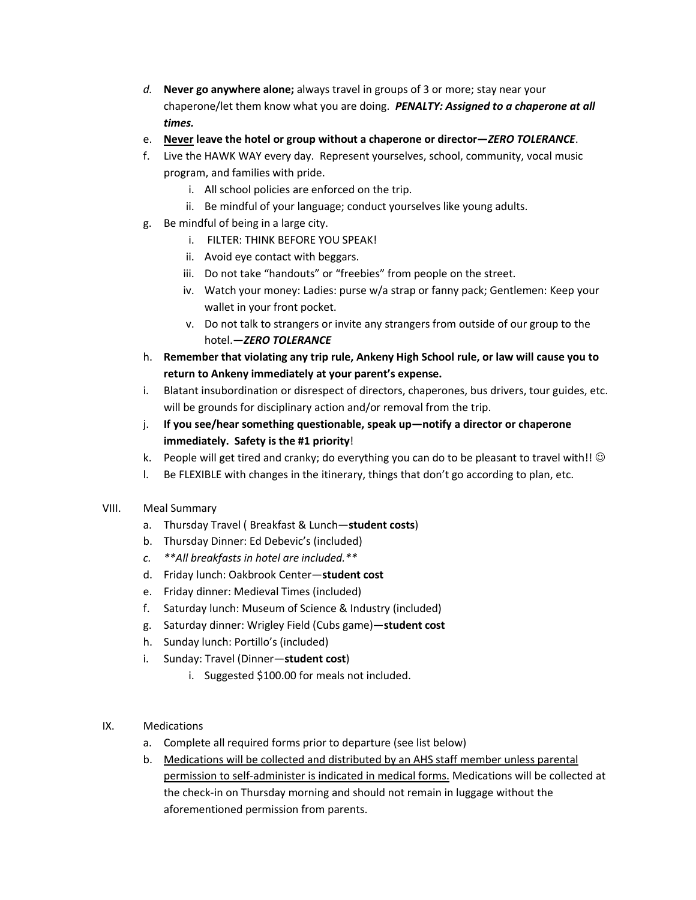d. **Never go anywhere alone;** always travel in groups of 3 or more; stay near your chaperone/let them know what you are doing. ***PENALTY: Assigned to a chaperone at all times.***

e. **<u>Never</u> leave the hotel or group without a chaperone or director—*ZERO TOLERANCE***.

f. Live the HAWK WAY every day. Represent yourselves, school, community, vocal music program, and families with pride.
   - i. All school policies are enforced on the trip.
   - ii. Be mindful of your language; conduct yourselves like young adults.

g. Be mindful of being in a large city.
   - i. FILTER: THINK BEFORE YOU SPEAK!
   - ii. Avoid eye contact with beggars.
   - iii. Do not take "handouts" or "freebies" from people on the street.
   - iv. Watch your money: Ladies: purse w/a strap or fanny pack; Gentlemen: Keep your wallet in your front pocket.
   - v. Do not talk to strangers or invite any strangers from outside of our group to the hotel.—***ZERO TOLERANCE***

h. **Remember that violating any trip rule, Ankeny High School rule, or law will cause you to return to Ankeny immediately at your parent's expense.**

i. Blatant insubordination or disrespect of directors, chaperones, bus drivers, tour guides, etc. will be grounds for disciplinary action and/or removal from the trip.

j. **If you see/hear something questionable, speak up—notify a director or chaperone immediately. Safety is the #1 priority**!

k. People will get tired and cranky; do everything you can do to be pleasant to travel with!! ☺

l. Be FLEXIBLE with changes in the itinerary, things that don't go according to plan, etc.

VIII. Meal Summary

a. Thursday Travel ( Breakfast & Lunch—**student costs**)

b. Thursday Dinner: Ed Debevic's (included)

c. ***\*\*All breakfasts in hotel are included.\*\****

d. Friday lunch: Oakbrook Center—**student cost**

e. Friday dinner: Medieval Times (included)

f. Saturday lunch: Museum of Science & Industry (included)

g. Saturday dinner: Wrigley Field (Cubs game)—**student cost**

h. Sunday lunch: Portillo's (included)

i. Sunday: Travel (Dinner—**student cost**)
   - i. Suggested $100.00 for meals not included.

IX. Medications

a. Complete all required forms prior to departure (see list below)

b. <u>Medications will be collected and distributed by an AHS staff member unless parental permission to self-administer is indicated in medical forms.</u> Medications will be collected at the check-in on Thursday morning and should not remain in luggage without the aforementioned permission from parents.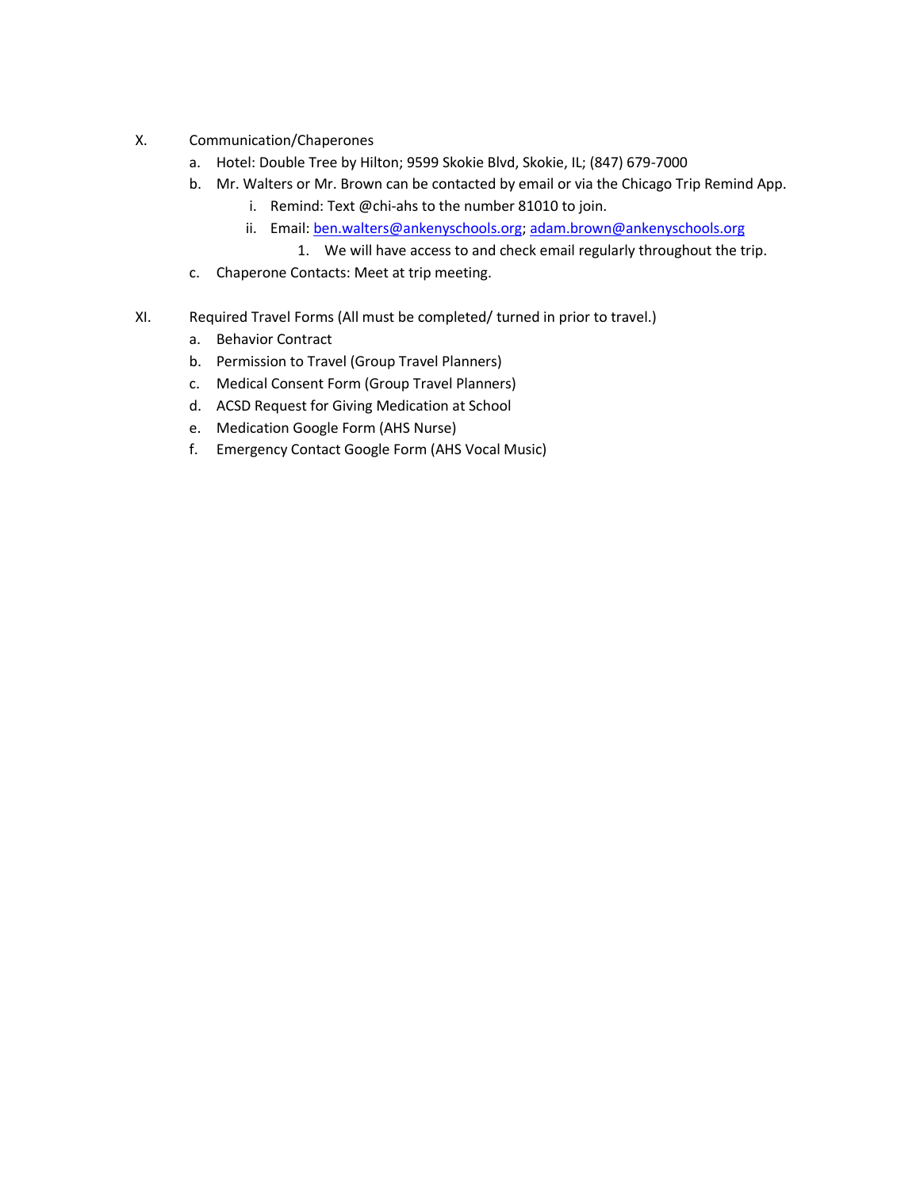X. Communication/Chaperones

   a. Hotel: Double Tree by Hilton; 9599 Skokie Blvd, Skokie, IL; (847) 679-7000
   b. Mr. Walters or Mr. Brown can be contacted by email or via the Chicago Trip Remind App.
      i. Remind: Text @chi-ahs to the number 81010 to join.
      ii. Email: ben.walters@ankenyschools.org; adam.brown@ankenyschools.org
         1. We will have access to and check email regularly throughout the trip.
   c. Chaperone Contacts: Meet at trip meeting.

XI. Required Travel Forms (All must be completed/ turned in prior to travel.)

   a. Behavior Contract
   b. Permission to Travel (Group Travel Planners)
   c. Medical Consent Form (Group Travel Planners)
   d. ACSD Request for Giving Medication at School
   e. Medication Google Form (AHS Nurse)
   f. Emergency Contact Google Form (AHS Vocal Music)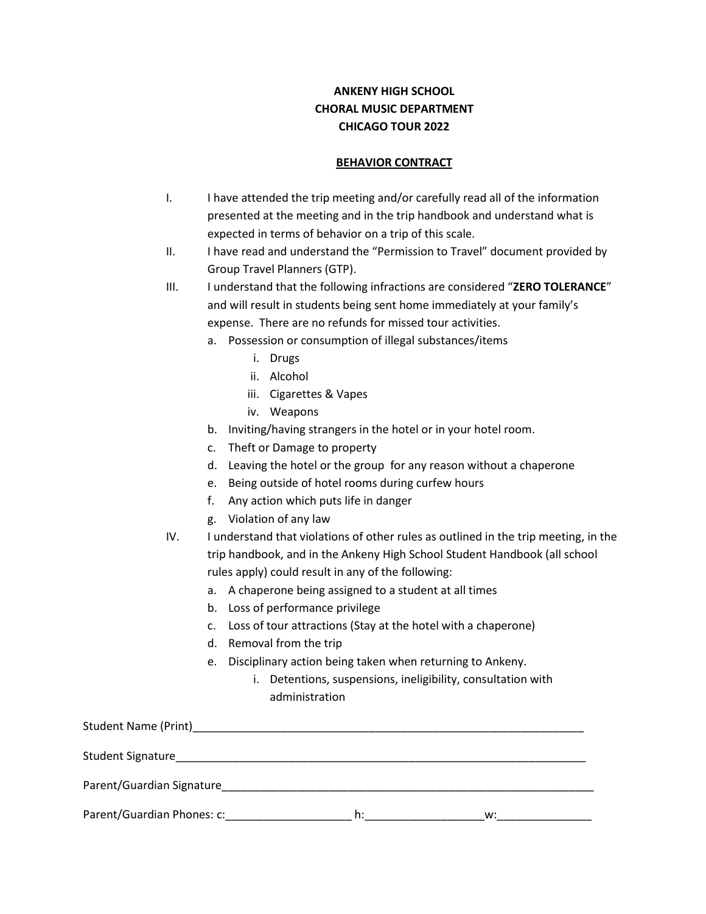**ANKENY HIGH SCHOOL**
**CHORAL MUSIC DEPARTMENT**
**CHICAGO TOUR 2022**

**BEHAVIOR CONTRACT**

I. I have attended the trip meeting and/or carefully read all of the information presented at the meeting and in the trip handbook and understand what is expected in terms of behavior on a trip of this scale.

II. I have read and understand the "Permission to Travel" document provided by Group Travel Planners (GTP).

III. I understand that the following infractions are considered "**ZERO TOLERANCE**" and will result in students being sent home immediately at your family's expense. There are no refunds for missed tour activities.

   a. Possession or consumption of illegal substances/items
      i. Drugs
      ii. Alcohol
      iii. Cigarettes & Vapes
      iv. Weapons
   b. Inviting/having strangers in the hotel or in your hotel room.
   c. Theft or Damage to property
   d. Leaving the hotel or the group for any reason without a chaperone
   e. Being outside of hotel rooms during curfew hours
   f. Any action which puts life in danger
   g. Violation of any law

IV. I understand that violations of other rules as outlined in the trip meeting, in the trip handbook, and in the Ankeny High School Student Handbook (all school rules apply) could result in any of the following:

   a. A chaperone being assigned to a student at all times
   b. Loss of performance privilege
   c. Loss of tour attractions (Stay at the hotel with a chaperone)
   d. Removal from the trip
   e. Disciplinary action being taken when returning to Ankeny.
      i. Detentions, suspensions, ineligibility, consultation with administration

Student Name (Print)_______________________________________________________________

Student Signature__________________________________________________________________

Parent/Guardian Signature___________________________________________________________

Parent/Guardian Phones: c:____________________ h:___________________w:_______________